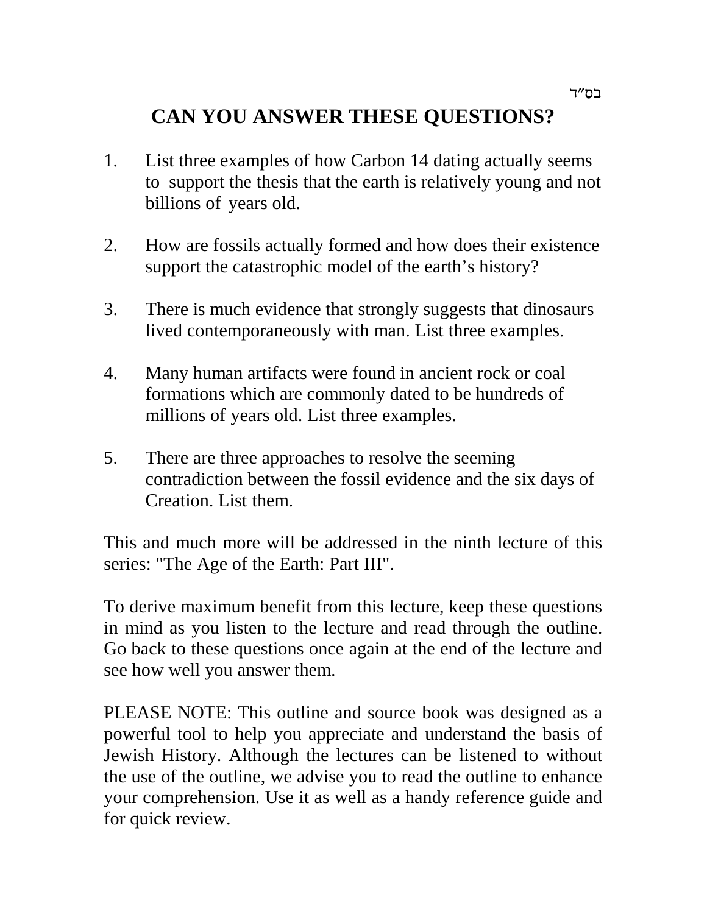בס״ד

# CAN YOU ANSWER THESE QUESTIONS?

1. List three examples of how Carbon 14 dating actually seems to support the thesis that the earth is relatively young and not billions of years old.

2. How are fossils actually formed and how does their existence support the catastrophic model of the earth's history?

3. There is much evidence that strongly suggests that dinosaurs lived contemporaneously with man. List three examples.

4. Many human artifacts were found in ancient rock or coal formations which are commonly dated to be hundreds of millions of years old. List three examples.

5. There are three approaches to resolve the seeming contradiction between the fossil evidence and the six days of Creation. List them.

This and much more will be addressed in the ninth lecture of this series: "The Age of the Earth: Part III".

To derive maximum benefit from this lecture, keep these questions in mind as you listen to the lecture and read through the outline. Go back to these questions once again at the end of the lecture and see how well you answer them.

PLEASE NOTE: This outline and source book was designed as a powerful tool to help you appreciate and understand the basis of Jewish History. Although the lectures can be listened to without the use of the outline, we advise you to read the outline to enhance your comprehension. Use it as well as a handy reference guide and for quick review.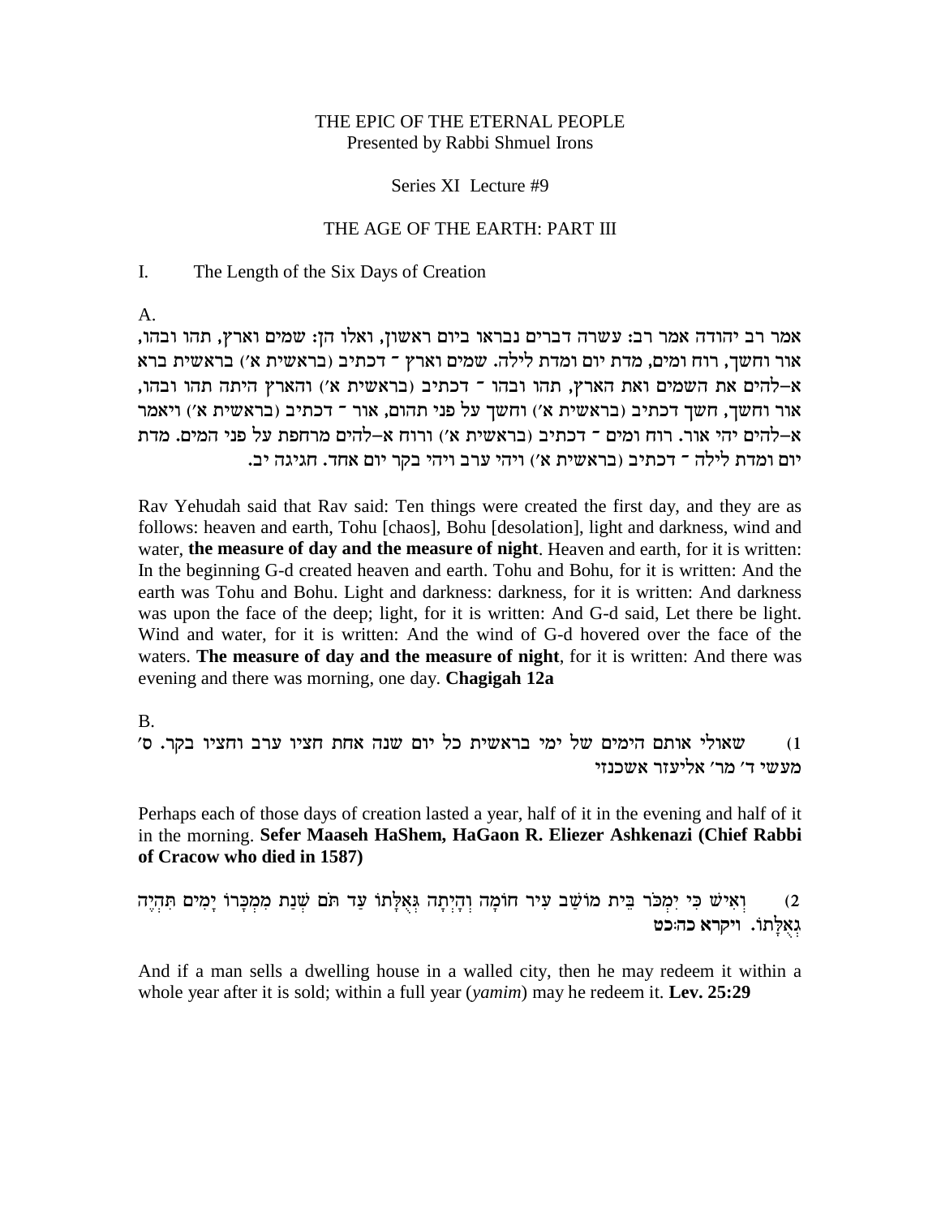THE EPIC OF THE ETERNAL PEOPLE
Presented by Rabbi Shmuel Irons

Series XI Lecture #9

THE AGE OF THE EARTH: PART III

I. The Length of the Six Days of Creation

A.

אמר רב יהודה אמר רב: עשרה דברים נבראו ביום ראשון, ואלו הן: שמים וארץ, תהו ובהו, אור וחשך, רוח ומים, מדת יום ומדת לילה. שמים וארץ ־ דכתיב (בראשית א') בראשית ברא א–להים את השמים ואת הארץ, תהו ובהו ־ דכתיב (בראשית א') והארץ היתה תהו ובהו, אור וחשך, חשך דכתיב (בראשית א') וחשך על פני תהום, אור ־ דכתיב (בראשית א') ויאמר א–להים יהי אור. רוח ומים ־ דכתיב (בראשית א') ורוח א–להים מרחפת על פני המים. מדת יום ומדת לילה ־ דכתיב (בראשית א') ויהי ערב ויהי בקר יום אחד. חגיגה יב.

Rav Yehudah said that Rav said: Ten things were created the first day, and they are as follows: heaven and earth, Tohu [chaos], Bohu [desolation], light and darkness, wind and water, **the measure of day and the measure of night**. Heaven and earth, for it is written: In the beginning G-d created heaven and earth. Tohu and Bohu, for it is written: And the earth was Tohu and Bohu. Light and darkness: darkness, for it is written: And darkness was upon the face of the deep; light, for it is written: And G-d said, Let there be light. Wind and water, for it is written: And the wind of G-d hovered over the face of the waters. **The measure of day and the measure of night**, for it is written: And there was evening and there was morning, one day. **Chagigah 12a**

B.

1) שאולי אותם הימים של ימי בראשית כל יום שנה אחת חציו ערב וחציו בקר. ס' מעשי ד' מר' אליעזר אשכנזי

Perhaps each of those days of creation lasted a year, half of it in the evening and half of it in the morning. **Sefer Maaseh HaShem, HaGaon R. Eliezer Ashkenazi (Chief Rabbi of Cracow who died in 1587)**

2) וְאִישׁ כִּי יִמְכֹּר בֵּית מוֹשַׁב עִיר חוֹמָה וְהָיְתָה גְּאֻלָּתוֹ עַד תֹּם שְׁנַת מִמְכָּרוֹ יָמִים תִּהְיֶה גְאֻלָּתוֹ. ויקרא כה:כט

And if a man sells a dwelling house in a walled city, then he may redeem it within a whole year after it is sold; within a full year (*yamim*) may he redeem it. **Lev. 25:29**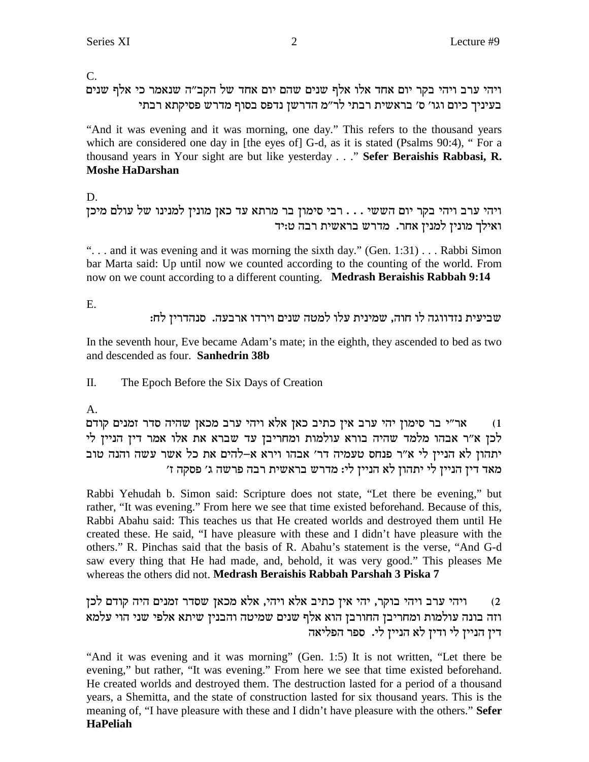C.

ויהי ערב ויהי בקר יום אחד אלו אלף שנים שהם יום אחד של הקב"ה שנאמר כי אלף שנים בעיניך כיום וגו' ס' בראשית רבתי לר"מ הדרשן נדפס בסוף מדרש פסיקתא רבתי

"And it was evening and it was morning, one day." This refers to the thousand years which are considered one day in [the eyes of] G-d, as it is stated (Psalms 90:4), " For a thousand years in Your sight are but like yesterday . . ." **Sefer Beraishis Rabbasi, R. Moshe HaDarshan**

D.

ויהי ערב ויהי בקר יום הששי . . . רבי סימון בר מרתא עד כאן מונין למנינו של עולם מיכן ואילך מונין למנין אחר. מדרש בראשית רבה ט:יד

". . . and it was evening and it was morning the sixth day." (Gen. 1:31) . . . Rabbi Simon bar Marta said: Up until now we counted according to the counting of the world. From now on we count according to a different counting. **Medrash Beraishis Rabbah 9:14**

E.

שביעית נזדווגה לו חוה, שמינית עלו למטה שנים וירדו ארבעה. סנהדרין לח:

In the seventh hour, Eve became Adam's mate; in the eighth, they ascended to bed as two and descended as four. **Sanhedrin 38b**

II. The Epoch Before the Six Days of Creation

A.

1) אר"י בר סימון יהי ערב אין כתיב כאן אלא ויהי ערב מכאן שהיה סדר זמנים קודם לכן א"ר אבהו מלמד שהיה בורא עולמות ומחריבן עד שברא את אלו אמר דין הניין לי יתהון לא הניין לי א"ר פנחס טעמיה דר' אבהו וירא א–להים את כל אשר עשה והנה טוב מאד דין הניין לי יתהון לא הניין לי: מדרש בראשית רבה פרשה ג' פסקה ז'

Rabbi Yehudah b. Simon said: Scripture does not state, "Let there be evening," but rather, "It was evening." From here we see that time existed beforehand. Because of this, Rabbi Abahu said: This teaches us that He created worlds and destroyed them until He created these. He said, "I have pleasure with these and I didn't have pleasure with the others." R. Pinchas said that the basis of R. Abahu's statement is the verse, "And G-d saw every thing that He had made, and, behold, it was very good." This pleases Me whereas the others did not. **Medrash Beraishis Rabbah Parshah 3 Piska 7**

2) ויהי ערב ויהי בוקר, יהי אין כתיב אלא ויהי, אלא מכאן שסדר זמנים היה קודם לכן וזה בונה עולמות ומחריבן החורבן הוא אלף שנים שמיטה והבנין שיתא אלפי שני הוי עלמא דין הניין לי ודין לא הניין לי. ספר הפליאה

"And it was evening and it was morning" (Gen. 1:5) It is not written, "Let there be evening," but rather, "It was evening." From here we see that time existed beforehand. He created worlds and destroyed them. The destruction lasted for a period of a thousand years, a Shemitta, and the state of construction lasted for six thousand years. This is the meaning of, "I have pleasure with these and I didn't have pleasure with the others." **Sefer HaPeliah**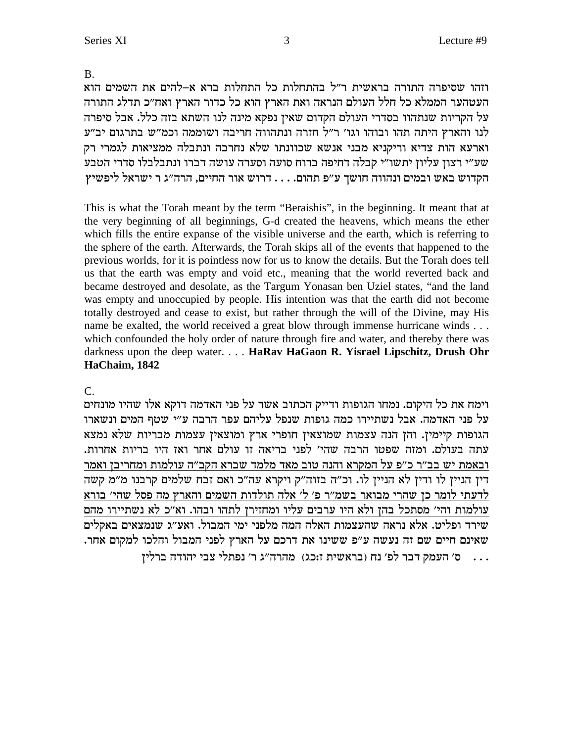B.

וזהו שסיפרה התורה בראשית ר"ל בהתחלות כל התחלות ברא א–להים את השמים הוא העטהער הממלא כל חלל העולם הנראה ואת הארץ הוא כל כדור הארץ ואח"כ תדלג התורה על הקריות שנתהוו בסדרי העולם הקדום שאין נפקא מינה לנו השתא בזה כלל. אבל סיפרה לנו והארץ היתה תהו ובוהו וגו' ר"ל חזרה ונתהווה חריבה ושוממה וכמ"ש בתרגום יב"ע וארעא הות צדיא וריקניא מבני אנשא שכוונתו שלא נחרבה ונתבלה ממציאות לגמרי רק שע"י רצון עליון יתשו"י קבלה דחיפה ברוח סועה וסערה עושה דברו ונתבלבלו סדרי הטבע הקדוש באש ובמים ונהווה חושך ע"פ תהום. . . . דרוש אור החיים, הרה"ג ר ישראל ליפשיץ

This is what the Torah meant by the term "Beraishis", in the beginning. It meant that at the very beginning of all beginnings, G-d created the heavens, which means the ether which fills the entire expanse of the visible universe and the earth, which is referring to the sphere of the earth. Afterwards, the Torah skips all of the events that happened to the previous worlds, for it is pointless now for us to know the details. But the Torah does tell us that the earth was empty and void etc., meaning that the world reverted back and became destroyed and desolate, as the Targum Yonasan ben Uziel states, "and the land was empty and unoccupied by people. His intention was that the earth did not become totally destroyed and cease to exist, but rather through the will of the Divine, may His name be exalted, the world received a great blow through immense hurricane winds . . . which confounded the holy order of nature through fire and water, and thereby there was darkness upon the deep water. . . . **HaRav HaGaon R. Yisrael Lipschitz, Drush Ohr HaChaim, 1842**

C.

וימח את כל היקום. נמחו הגופות ודייק הכתוב אשר על פני האדמה דוקא אלו שהיו מונחים על פני האדמה. אבל נשתיירו כמה גופות שנפל עליהם עפר הרבה ע"י שטף המים ונשארו הגופות קיימין. והן הנה עצמות שמוצאין חופרי ארץ ומוצאין עצמות מבריות שלא נמצא עתה בעולם. ומזה שפטו הרבה שהי' לפני בריאה זו עולם אחר ואז היו בריות אחרות. <u>ובאמת יש בב"ר כ"פ על המקרא והנה טוב מאד מלמד שברא הקב"ה עולמות ומחריבן ואמר דין הניין לו ודין לא הניין לו. וכ"ה בזוה"ק ויקרא עה"כ ואם זבח שלמים קרבנו מ"מ קשה לדעתי לומר כן שהרי מבואר בשמ"ר פ' ל' אלה תולדות השמים והארץ מה פסל שהי' בורא עולמות והי' מסתכל בהן ולא היו ערבים עליו ומחזירן לתהו ובהו. וא"כ לא נשתיירו מהם שירד ופליט.</u> אלא נראה שהעצמות האלה המה מלפני ימי המבול. ואע"ג שנמצאים באקלים שאינם חיים שם זה נעשה ע"פ ששינו את דרכם על הארץ לפני המבול והלכו למקום אחר. . . . ס' העמק דבר לפ' נח (בראשית ז:כג) מהרה"ג ר' נפתלי צבי יהודה ברלין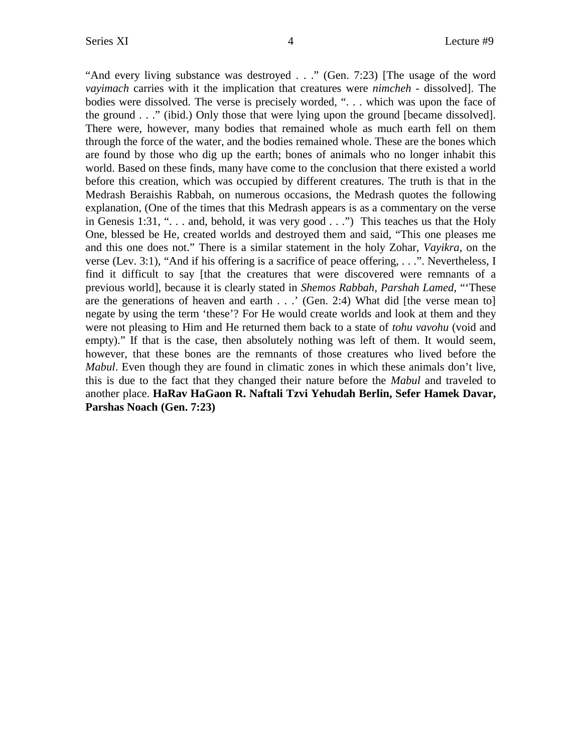"And every living substance was destroyed . . ." (Gen. 7:23) [The usage of the word *vayimach* carries with it the implication that creatures were *nimcheh* - dissolved]. The bodies were dissolved. The verse is precisely worded, ". . . which was upon the face of the ground . . ." (ibid.) Only those that were lying upon the ground [became dissolved]. There were, however, many bodies that remained whole as much earth fell on them through the force of the water, and the bodies remained whole. These are the bones which are found by those who dig up the earth; bones of animals who no longer inhabit this world. Based on these finds, many have come to the conclusion that there existed a world before this creation, which was occupied by different creatures. The truth is that in the Medrash Beraishis Rabbah, on numerous occasions, the Medrash quotes the following explanation, (One of the times that this Medrash appears is as a commentary on the verse in Genesis 1:31, ". . . and, behold, it was very good . . .") This teaches us that the Holy One, blessed be He, created worlds and destroyed them and said, "This one pleases me and this one does not." There is a similar statement in the holy Zohar, *Vayikra*, on the verse (Lev. 3:1), "And if his offering is a sacrifice of peace offering, . . .". Nevertheless, I find it difficult to say [that the creatures that were discovered were remnants of a previous world], because it is clearly stated in *Shemos Rabbah, Parshah Lamed*, "'These are the generations of heaven and earth . . .' (Gen. 2:4) What did [the verse mean to] negate by using the term 'these'? For He would create worlds and look at them and they were not pleasing to Him and He returned them back to a state of *tohu vavohu* (void and empty)." If that is the case, then absolutely nothing was left of them. It would seem, however, that these bones are the remnants of those creatures who lived before the *Mabul*. Even though they are found in climatic zones in which these animals don't live, this is due to the fact that they changed their nature before the *Mabul* and traveled to another place. **HaRav HaGaon R. Naftali Tzvi Yehudah Berlin, Sefer Hamek Davar, Parshas Noach (Gen. 7:23)**